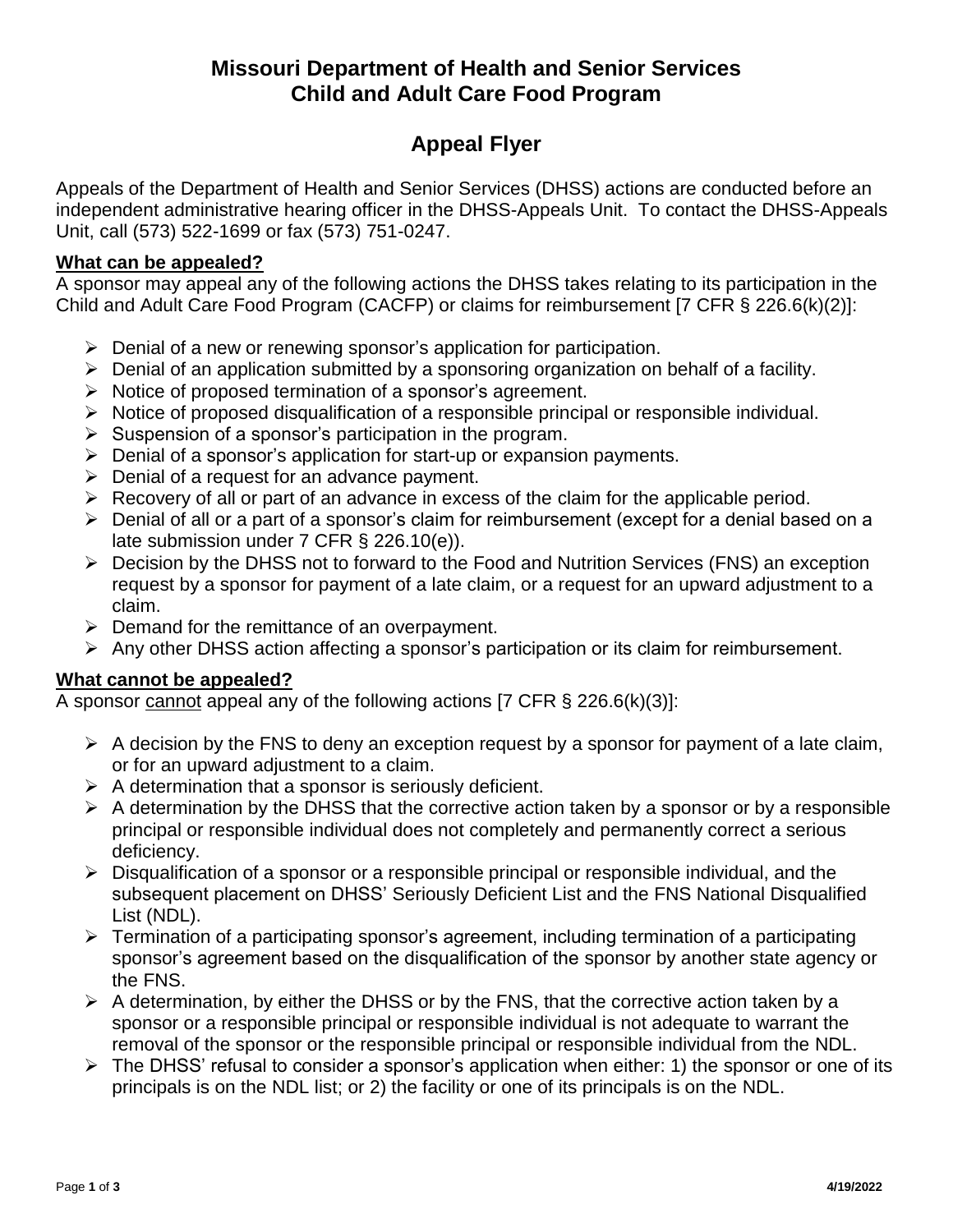# Missouri Department of Health and Senior Services
# Child and Adult Care Food Program

## Appeal Flyer

Appeals of the Department of Health and Senior Services (DHSS) actions are conducted before an independent administrative hearing officer in the DHSS-Appeals Unit. To contact the DHSS-Appeals Unit, call (573) 522-1699 or fax (573) 751-0247.

### What can be appealed?

A sponsor may appeal any of the following actions the DHSS takes relating to its participation in the Child and Adult Care Food Program (CACFP) or claims for reimbursement [7 CFR § 226.6(k)(2)]:

- Denial of a new or renewing sponsor's application for participation.
- Denial of an application submitted by a sponsoring organization on behalf of a facility.
- Notice of proposed termination of a sponsor's agreement.
- Notice of proposed disqualification of a responsible principal or responsible individual.
- Suspension of a sponsor's participation in the program.
- Denial of a sponsor's application for start-up or expansion payments.
- Denial of a request for an advance payment.
- Recovery of all or part of an advance in excess of the claim for the applicable period.
- Denial of all or a part of a sponsor's claim for reimbursement (except for a denial based on a late submission under 7 CFR § 226.10(e)).
- Decision by the DHSS not to forward to the Food and Nutrition Services (FNS) an exception request by a sponsor for payment of a late claim, or a request for an upward adjustment to a claim.
- Demand for the remittance of an overpayment.
- Any other DHSS action affecting a sponsor's participation or its claim for reimbursement.

### What cannot be appealed?

A sponsor cannot appeal any of the following actions [7 CFR § 226.6(k)(3)]:

- A decision by the FNS to deny an exception request by a sponsor for payment of a late claim, or for an upward adjustment to a claim.
- A determination that a sponsor is seriously deficient.
- A determination by the DHSS that the corrective action taken by a sponsor or by a responsible principal or responsible individual does not completely and permanently correct a serious deficiency.
- Disqualification of a sponsor or a responsible principal or responsible individual, and the subsequent placement on DHSS' Seriously Deficient List and the FNS National Disqualified List (NDL).
- Termination of a participating sponsor's agreement, including termination of a participating sponsor's agreement based on the disqualification of the sponsor by another state agency or the FNS.
- A determination, by either the DHSS or by the FNS, that the corrective action taken by a sponsor or a responsible principal or responsible individual is not adequate to warrant the removal of the sponsor or the responsible principal or responsible individual from the NDL.
- The DHSS' refusal to consider a sponsor's application when either: 1) the sponsor or one of its principals is on the NDL list; or 2) the facility or one of its principals is on the NDL.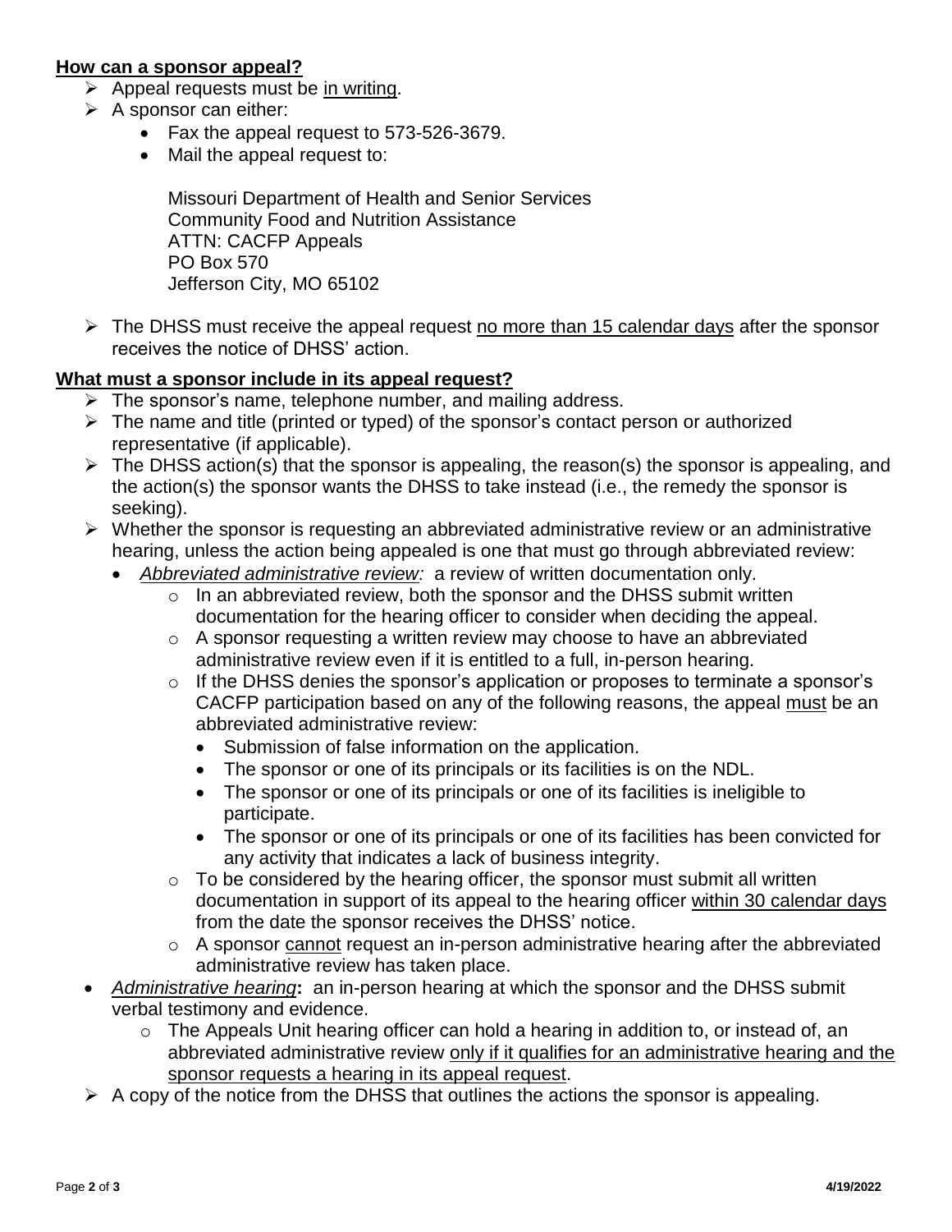## How can a sponsor appeal?

- Appeal requests must be <u>in writing</u>.
- A sponsor can either:
  - Fax the appeal request to 573-526-3679.
  - Mail the appeal request to:

    Missouri Department of Health and Senior Services
    Community Food and Nutrition Assistance
    ATTN: CACFP Appeals
    PO Box 570
    Jefferson City, MO 65102

- The DHSS must receive the appeal request <u>no more than 15 calendar days</u> after the sponsor receives the notice of DHSS' action.

## What must a sponsor include in its appeal request?

- The sponsor's name, telephone number, and mailing address.
- The name and title (printed or typed) of the sponsor's contact person or authorized representative (if applicable).
- The DHSS action(s) that the sponsor is appealing, the reason(s) the sponsor is appealing, and the action(s) the sponsor wants the DHSS to take instead (i.e., the remedy the sponsor is seeking).
- Whether the sponsor is requesting an abbreviated administrative review or an administrative hearing, unless the action being appealed is one that must go through abbreviated review:
  - *<u>Abbreviated administrative review</u>:* a review of written documentation only.
    - In an abbreviated review, both the sponsor and the DHSS submit written documentation for the hearing officer to consider when deciding the appeal.
    - A sponsor requesting a written review may choose to have an abbreviated administrative review even if it is entitled to a full, in-person hearing.
    - If the DHSS denies the sponsor's application or proposes to terminate a sponsor's CACFP participation based on any of the following reasons, the appeal <u>must</u> be an abbreviated administrative review:
      - Submission of false information on the application.
      - The sponsor or one of its principals or its facilities is on the NDL.
      - The sponsor or one of its principals or one of its facilities is ineligible to participate.
      - The sponsor or one of its principals or one of its facilities has been convicted for any activity that indicates a lack of business integrity.
    - To be considered by the hearing officer, the sponsor must submit all written documentation in support of its appeal to the hearing officer <u>within 30 calendar days</u> from the date the sponsor receives the DHSS' notice.
    - A sponsor <u>cannot</u> request an in-person administrative hearing after the abbreviated administrative review has taken place.
  - *<u>Administrative hearing</u>*: an in-person hearing at which the sponsor and the DHSS submit verbal testimony and evidence.
    - The Appeals Unit hearing officer can hold a hearing in addition to, or instead of, an abbreviated administrative review <u>only if it qualifies for an administrative hearing and the sponsor requests a hearing in its appeal request</u>.
- A copy of the notice from the DHSS that outlines the actions the sponsor is appealing.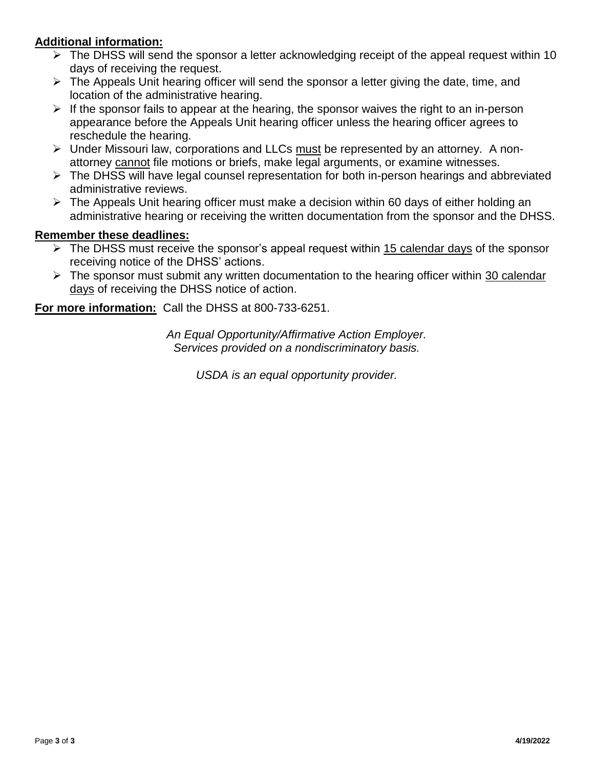**Additional information:**

- The DHSS will send the sponsor a letter acknowledging receipt of the appeal request within 10 days of receiving the request.
- The Appeals Unit hearing officer will send the sponsor a letter giving the date, time, and location of the administrative hearing.
- If the sponsor fails to appear at the hearing, the sponsor waives the right to an in-person appearance before the Appeals Unit hearing officer unless the hearing officer agrees to reschedule the hearing.
- Under Missouri law, corporations and LLCs <u>must</u> be represented by an attorney. A non-attorney <u>cannot</u> file motions or briefs, make legal arguments, or examine witnesses.
- The DHSS will have legal counsel representation for both in-person hearings and abbreviated administrative reviews.
- The Appeals Unit hearing officer must make a decision within 60 days of either holding an administrative hearing or receiving the written documentation from the sponsor and the DHSS.

**Remember these deadlines:**

- The DHSS must receive the sponsor's appeal request within <u>15 calendar days</u> of the sponsor receiving notice of the DHSS' actions.
- The sponsor must submit any written documentation to the hearing officer within <u>30 calendar days</u> of receiving the DHSS notice of action.

**For more information:** Call the DHSS at 800-733-6251.

*An Equal Opportunity/Affirmative Action Employer.*
*Services provided on a nondiscriminatory basis.*

*USDA is an equal opportunity provider.*

4/19/2022